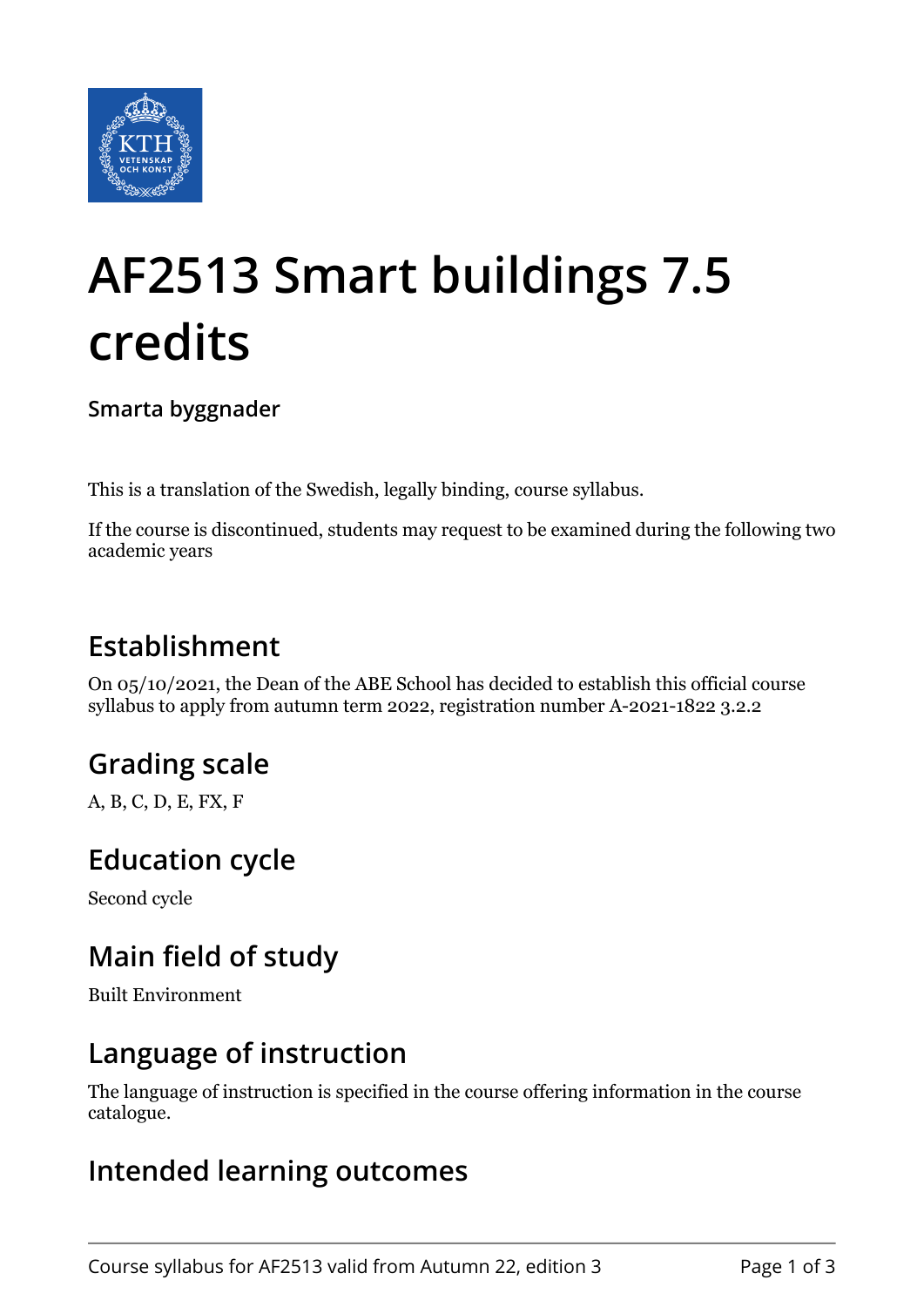# AF2513 Smart buildings 7.5 credits

**Smarta byggnader**

This is a translation of the Swedish, legally binding, course syllabus.

If the course is discontinued, students may request to be examined during the following two academic years

## Establishment

On 05/10/2021, the Dean of the ABE School has decided to establish this official course syllabus to apply from autumn term 2022, registration number A-2021-1822 3.2.2

## Grading scale

A, B, C, D, E, FX, F

## Education cycle

Second cycle

## Main field of study

Built Environment

## Language of instruction

The language of instruction is specified in the course offering information in the course catalogue.

## Intended learning outcomes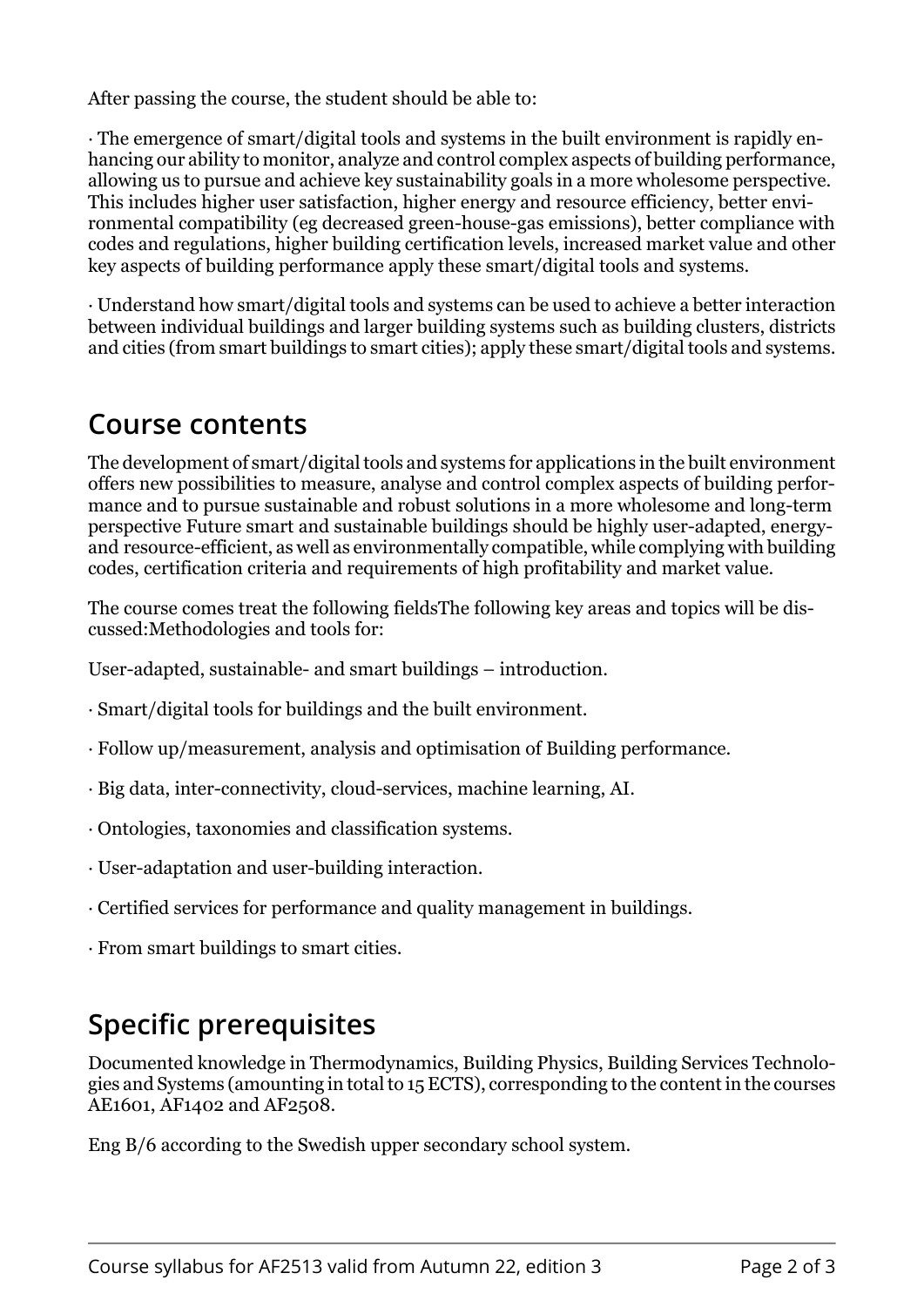After passing the course, the student should be able to:

· The emergence of smart/digital tools and systems in the built environment is rapidly enhancing our ability to monitor, analyze and control complex aspects of building performance, allowing us to pursue and achieve key sustainability goals in a more wholesome perspective. This includes higher user satisfaction, higher energy and resource efficiency, better environmental compatibility (eg decreased green-house-gas emissions), better compliance with codes and regulations, higher building certification levels, increased market value and other key aspects of building performance apply these smart/digital tools and systems.

· Understand how smart/digital tools and systems can be used to achieve a better interaction between individual buildings and larger building systems such as building clusters, districts and cities (from smart buildings to smart cities); apply these smart/digital tools and systems.

## Course contents

The development of smart/digital tools and systems for applications in the built environment offers new possibilities to measure, analyse and control complex aspects of building performance and to pursue sustainable and robust solutions in a more wholesome and long-term perspective Future smart and sustainable buildings should be highly user-adapted, energy- and resource-efficient, as well as environmentally compatible, while complying with building codes, certification criteria and requirements of high profitability and market value.

The course comes treat the following fieldsThe following key areas and topics will be discussed:Methodologies and tools for:

User-adapted, sustainable- and smart buildings – introduction.

· Smart/digital tools for buildings and the built environment.

· Follow up/measurement, analysis and optimisation of Building performance.

· Big data, inter-connectivity, cloud-services, machine learning, AI.

· Ontologies, taxonomies and classification systems.

· User-adaptation and user-building interaction.

· Certified services for performance and quality management in buildings.

· From smart buildings to smart cities.

## Specific prerequisites

Documented knowledge in Thermodynamics, Building Physics, Building Services Technologies and Systems (amounting in total to 15 ECTS), corresponding to the content in the courses AE1601, AF1402 and AF2508.

Eng B/6 according to the Swedish upper secondary school system.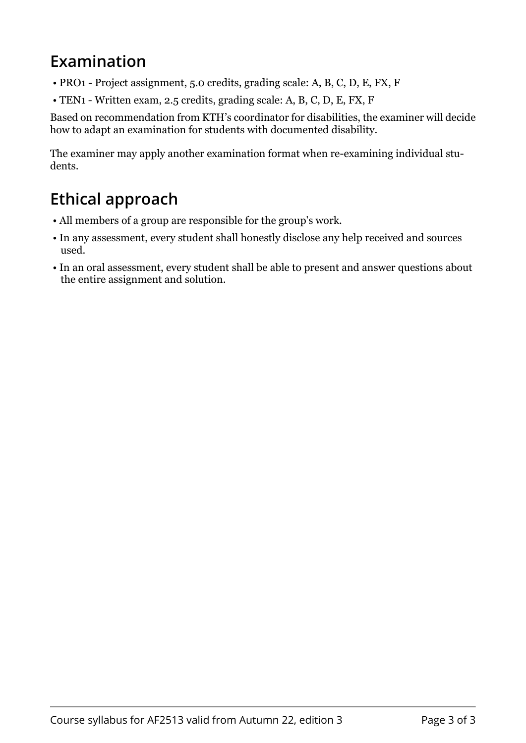## Examination

- PRO1 - Project assignment, 5.0 credits, grading scale: A, B, C, D, E, FX, F
- TEN1 - Written exam, 2.5 credits, grading scale: A, B, C, D, E, FX, F

Based on recommendation from KTH's coordinator for disabilities, the examiner will decide how to adapt an examination for students with documented disability.

The examiner may apply another examination format when re-examining individual students.

## Ethical approach

- All members of a group are responsible for the group's work.
- In any assessment, every student shall honestly disclose any help received and sources used.
- In an oral assessment, every student shall be able to present and answer questions about the entire assignment and solution.